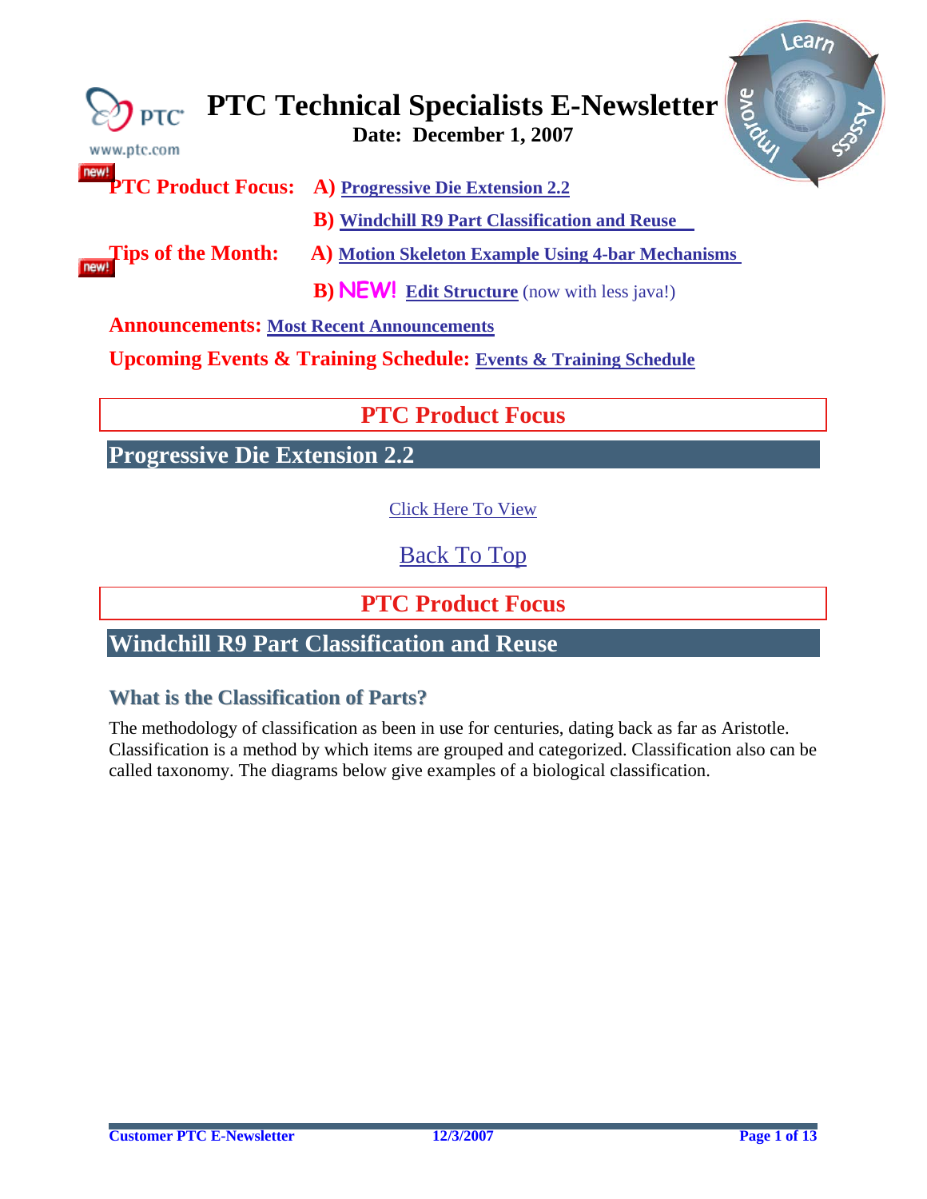# PTC Technical Specialists E-Newsletter

**Date: December 1, 2007**

**PTC Product Focus:** **A)** **Progressive Die Extension 2.2**

**B)** **Windchill R9 Part Classification and Reuse**

**Tips of the Month:** **A)** **Motion Skeleton Example Using 4-bar Mechanisms**

**B)** **NEW!** **Edit Structure** (now with less java!)

**Announcements:** **Most Recent Announcements**

**Upcoming Events & Training Schedule:** **Events & Training Schedule**

## PTC Product Focus

## Progressive Die Extension 2.2

Click Here To View

Back To Top

## PTC Product Focus

## Windchill R9 Part Classification and Reuse

### What is the Classification of Parts?

The methodology of classification as been in use for centuries, dating back as far as Aristotle. Classification is a method by which items are grouped and categorized. Classification also can be called taxonomy. The diagrams below give examples of a biological classification.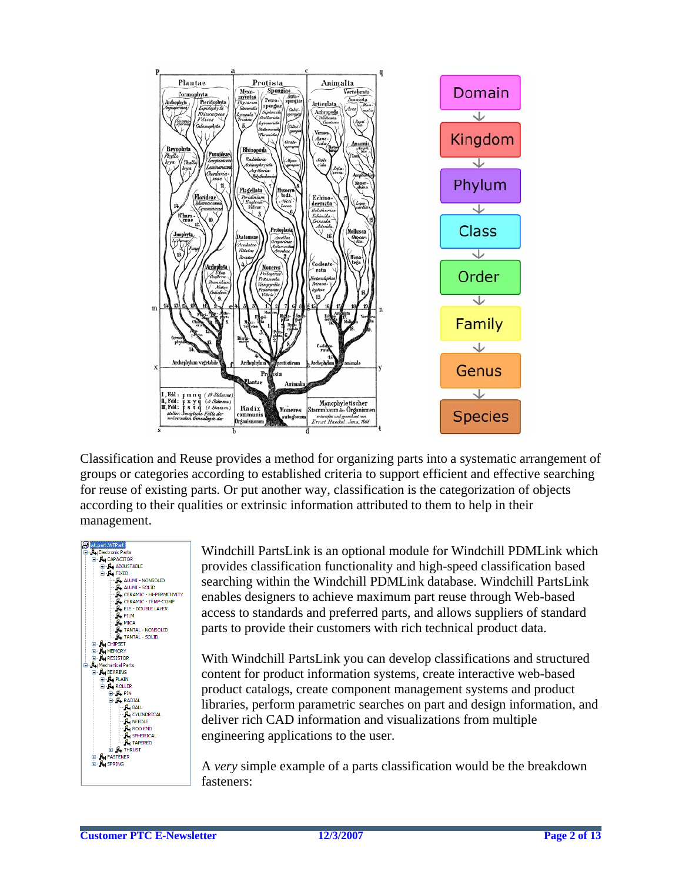Classification and Reuse provides a method for organizing parts into a systematic arrangement of groups or categories according to established criteria to support efficient and effective searching for reuse of existing parts. Or put another way, classification is the categorization of objects according to their qualities or extrinsic information attributed to them to help in their management.

Windchill PartsLink is an optional module for Windchill PDMLink which provides classification functionality and high-speed classification based searching within the Windchill PDMLink database. Windchill PartsLink enables designers to achieve maximum part reuse through Web-based access to standards and preferred parts, and allows suppliers of standard parts to provide their customers with rich technical product data.

With Windchill PartsLink you can develop classifications and structured content for product information systems, create interactive web-based product catalogs, create component management systems and product libraries, perform parametric searches on part and design information, and deliver rich CAD information and visualizations from multiple engineering applications to the user.

A *very* simple example of a parts classification would be the breakdown fasteners: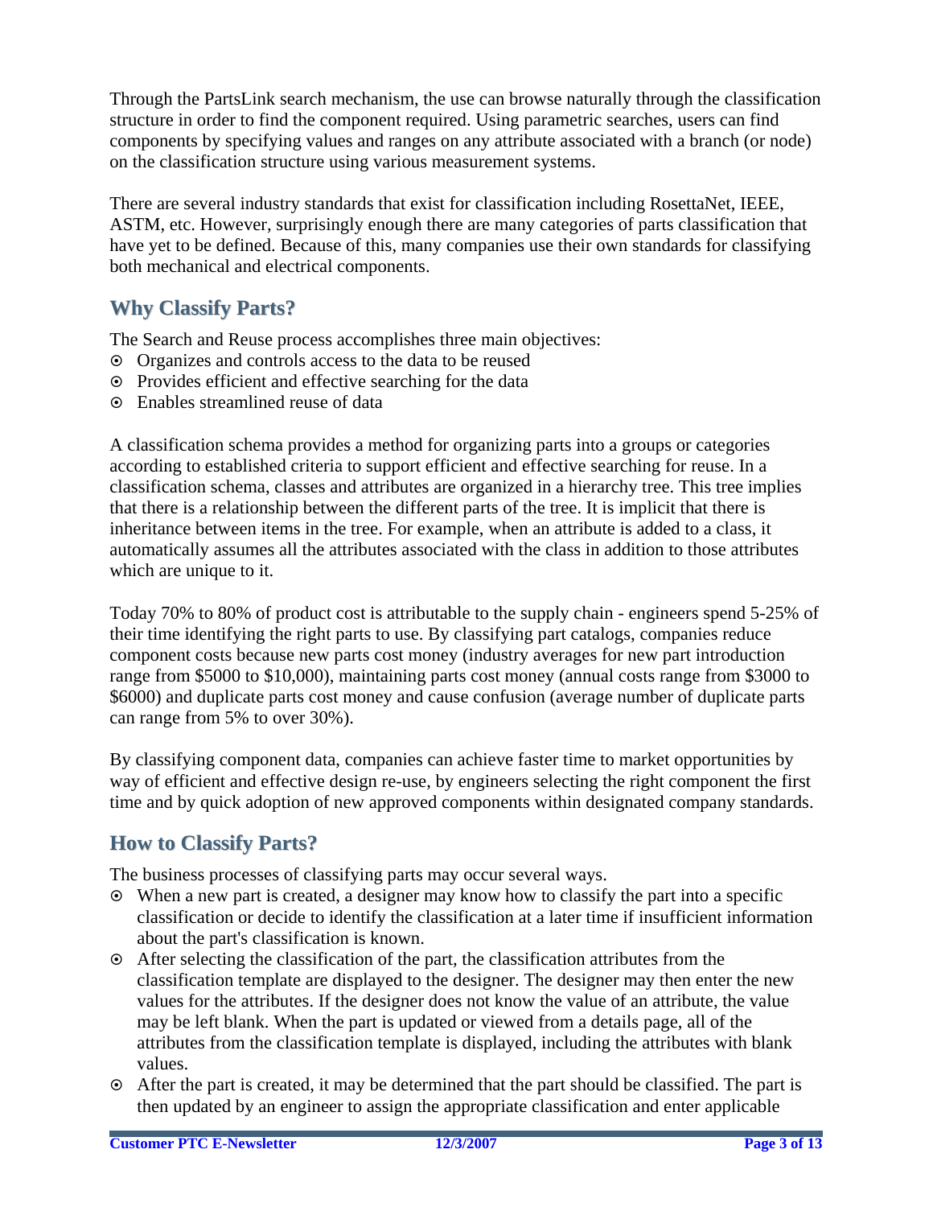Through the PartsLink search mechanism, the use can browse naturally through the classification structure in order to find the component required. Using parametric searches, users can find components by specifying values and ranges on any attribute associated with a branch (or node) on the classification structure using various measurement systems.

There are several industry standards that exist for classification including RosettaNet, IEEE, ASTM, etc. However, surprisingly enough there are many categories of parts classification that have yet to be defined. Because of this, many companies use their own standards for classifying both mechanical and electrical components.

## Why Classify Parts?

The Search and Reuse process accomplishes three main objectives:

- Organizes and controls access to the data to be reused
- Provides efficient and effective searching for the data
- Enables streamlined reuse of data

A classification schema provides a method for organizing parts into a groups or categories according to established criteria to support efficient and effective searching for reuse. In a classification schema, classes and attributes are organized in a hierarchy tree. This tree implies that there is a relationship between the different parts of the tree. It is implicit that there is inheritance between items in the tree. For example, when an attribute is added to a class, it automatically assumes all the attributes associated with the class in addition to those attributes which are unique to it.

Today 70% to 80% of product cost is attributable to the supply chain - engineers spend 5-25% of their time identifying the right parts to use. By classifying part catalogs, companies reduce component costs because new parts cost money (industry averages for new part introduction range from $5000 to $10,000), maintaining parts cost money (annual costs range from $3000 to $6000) and duplicate parts cost money and cause confusion (average number of duplicate parts can range from 5% to over 30%).

By classifying component data, companies can achieve faster time to market opportunities by way of efficient and effective design re-use, by engineers selecting the right component the first time and by quick adoption of new approved components within designated company standards.

## How to Classify Parts?

The business processes of classifying parts may occur several ways.

- When a new part is created, a designer may know how to classify the part into a specific classification or decide to identify the classification at a later time if insufficient information about the part's classification is known.
- After selecting the classification of the part, the classification attributes from the classification template are displayed to the designer. The designer may then enter the new values for the attributes. If the designer does not know the value of an attribute, the value may be left blank. When the part is updated or viewed from a details page, all of the attributes from the classification template is displayed, including the attributes with blank values.
- After the part is created, it may be determined that the part should be classified. The part is then updated by an engineer to assign the appropriate classification and enter applicable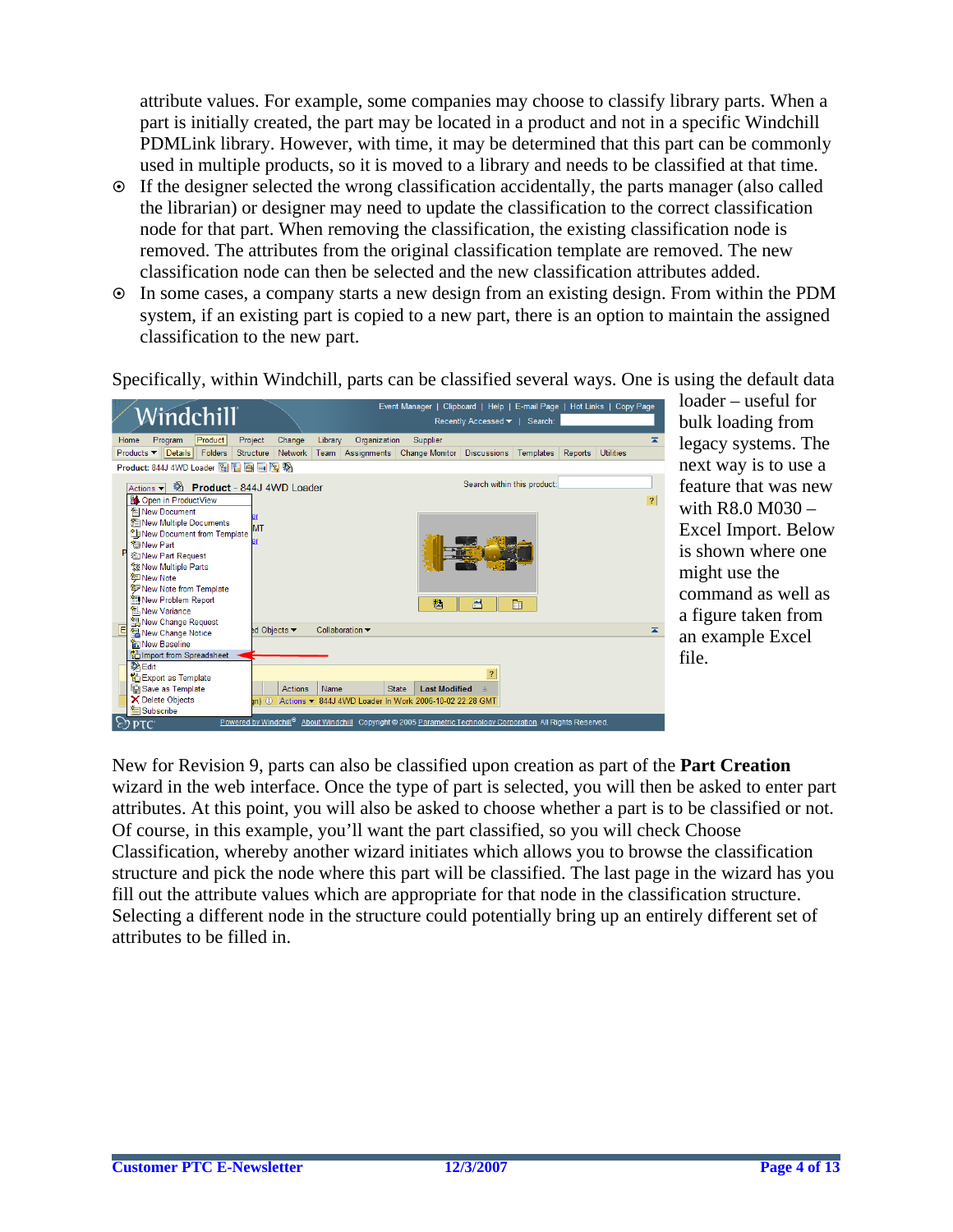attribute values. For example, some companies may choose to classify library parts. When a part is initially created, the part may be located in a product and not in a specific Windchill PDMLink library. However, with time, it may be determined that this part can be commonly used in multiple products, so it is moved to a library and needs to be classified at that time.

- If the designer selected the wrong classification accidentally, the parts manager (also called the librarian) or designer may need to update the classification to the correct classification node for that part. When removing the classification, the existing classification node is removed. The attributes from the original classification template are removed. The new classification node can then be selected and the new classification attributes added.
- In some cases, a company starts a new design from an existing design. From within the PDM system, if an existing part is copied to a new part, there is an option to maintain the assigned classification to the new part.

Specifically, within Windchill, parts can be classified several ways. One is using the default data loader – useful for bulk loading from legacy systems. The next way is to use a feature that was new with R8.0 M030 – Excel Import. Below is shown where one might use the command as well as a figure taken from an example Excel file.

New for Revision 9, parts can also be classified upon creation as part of the **Part Creation** wizard in the web interface. Once the type of part is selected, you will then be asked to enter part attributes. At this point, you will also be asked to choose whether a part is to be classified or not. Of course, in this example, you'll want the part classified, so you will check Choose Classification, whereby another wizard initiates which allows you to browse the classification structure and pick the node where this part will be classified. The last page in the wizard has you fill out the attribute values which are appropriate for that node in the classification structure. Selecting a different node in the structure could potentially bring up an entirely different set of attributes to be filled in.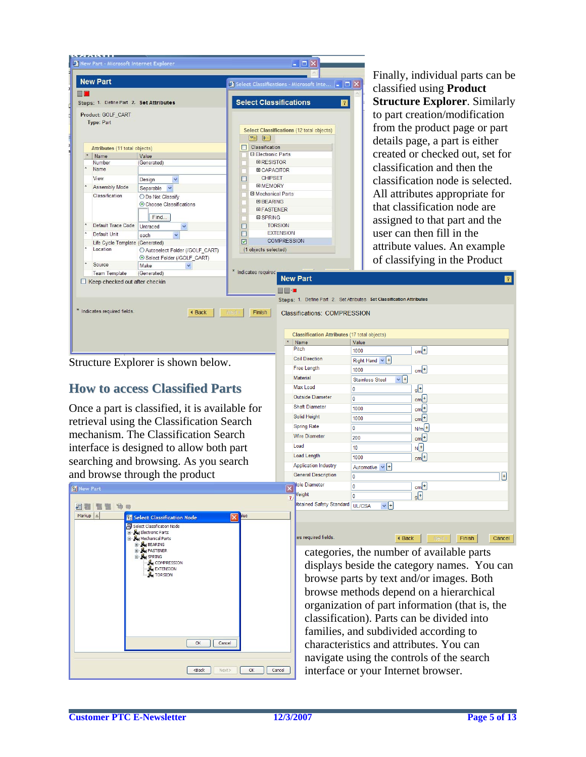Finally, individual parts can be classified using **Product Structure Explorer**. Similarly to part creation/modification from the product page or part details page, a part is either created or checked out, set for classification and then the classification node is selected. All attributes appropriate for that classification node are assigned to that part and the user can then fill in the attribute values. An example of classifying in the Product Structure Explorer is shown below.

## How to access Classified Parts

Once a part is classified, it is available for retrieval using the Classification Search mechanism. The Classification Search interface is designed to allow both part searching and browsing. As you search and browse through the product categories, the number of available parts displays beside the category names. You can browse parts by text and/or images. Both browse methods depend on a hierarchical organization of part information (that is, the classification). Parts can be divided into families, and subdivided according to characteristics and attributes. You can navigate using the controls of the search interface or your Internet browser.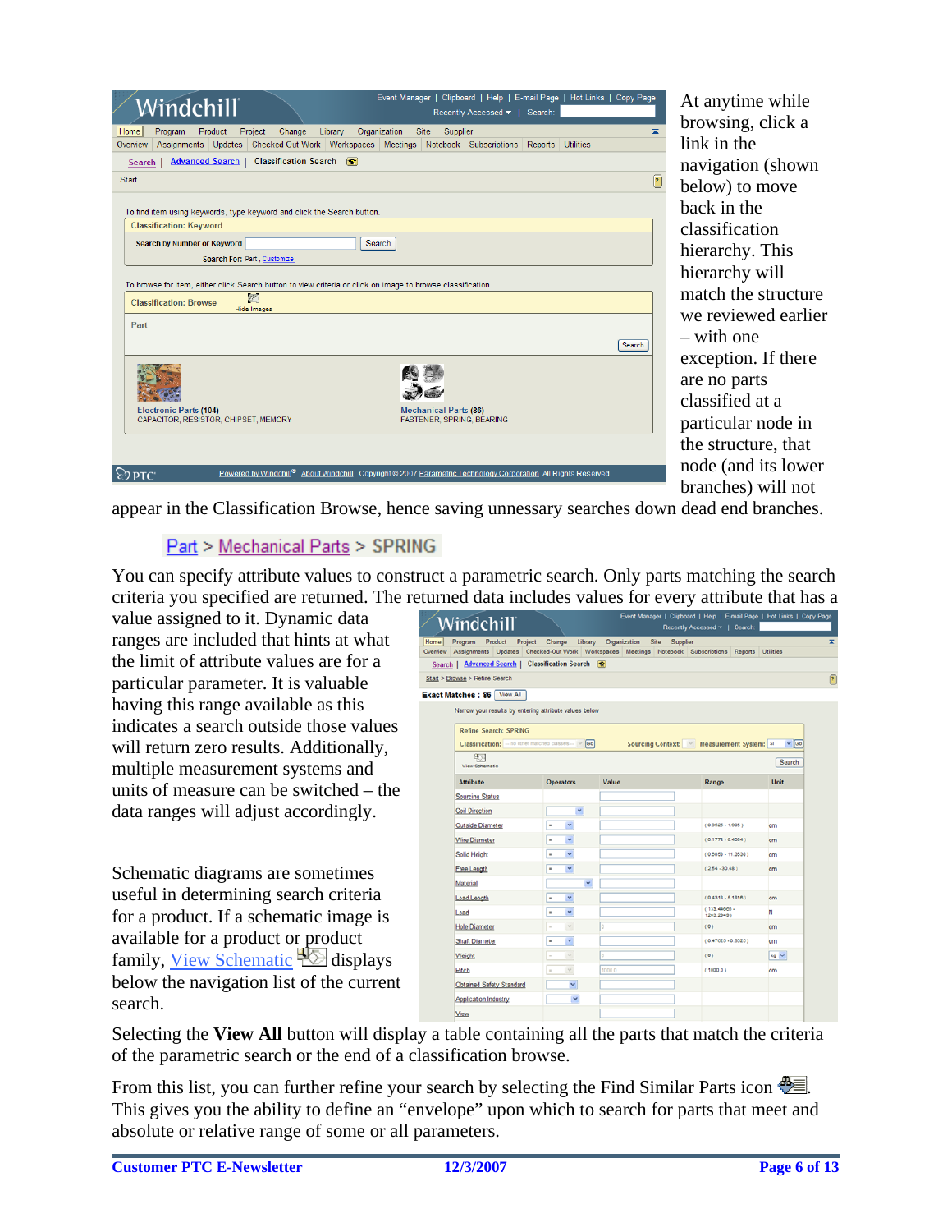At anytime while browsing, click a link in the navigation (shown below) to move back in the classification hierarchy. This hierarchy will match the structure we reviewed earlier – with one exception. If there are no parts classified at a particular node in the structure, that node (and its lower branches) will not appear in the Classification Browse, hence saving unnessary searches down dead end branches.

Part > Mechanical Parts > SPRING

You can specify attribute values to construct a parametric search. Only parts matching the search criteria you specified are returned. The returned data includes values for every attribute that has a value assigned to it. Dynamic data ranges are included that hints at what the limit of attribute values are for a particular parameter. It is valuable having this range available as this indicates a search outside those values will return zero results. Additionally, multiple measurement systems and units of measure can be switched – the data ranges will adjust accordingly.

Schematic diagrams are sometimes useful in determining search criteria for a product. If a schematic image is available for a product or product family, View Schematic displays below the navigation list of the current search.

Selecting the **View All** button will display a table containing all the parts that match the criteria of the parametric search or the end of a classification browse.

From this list, you can further refine your search by selecting the Find Similar Parts icon. This gives you the ability to define an "envelope" upon which to search for parts that meet and absolute or relative range of some or all parameters.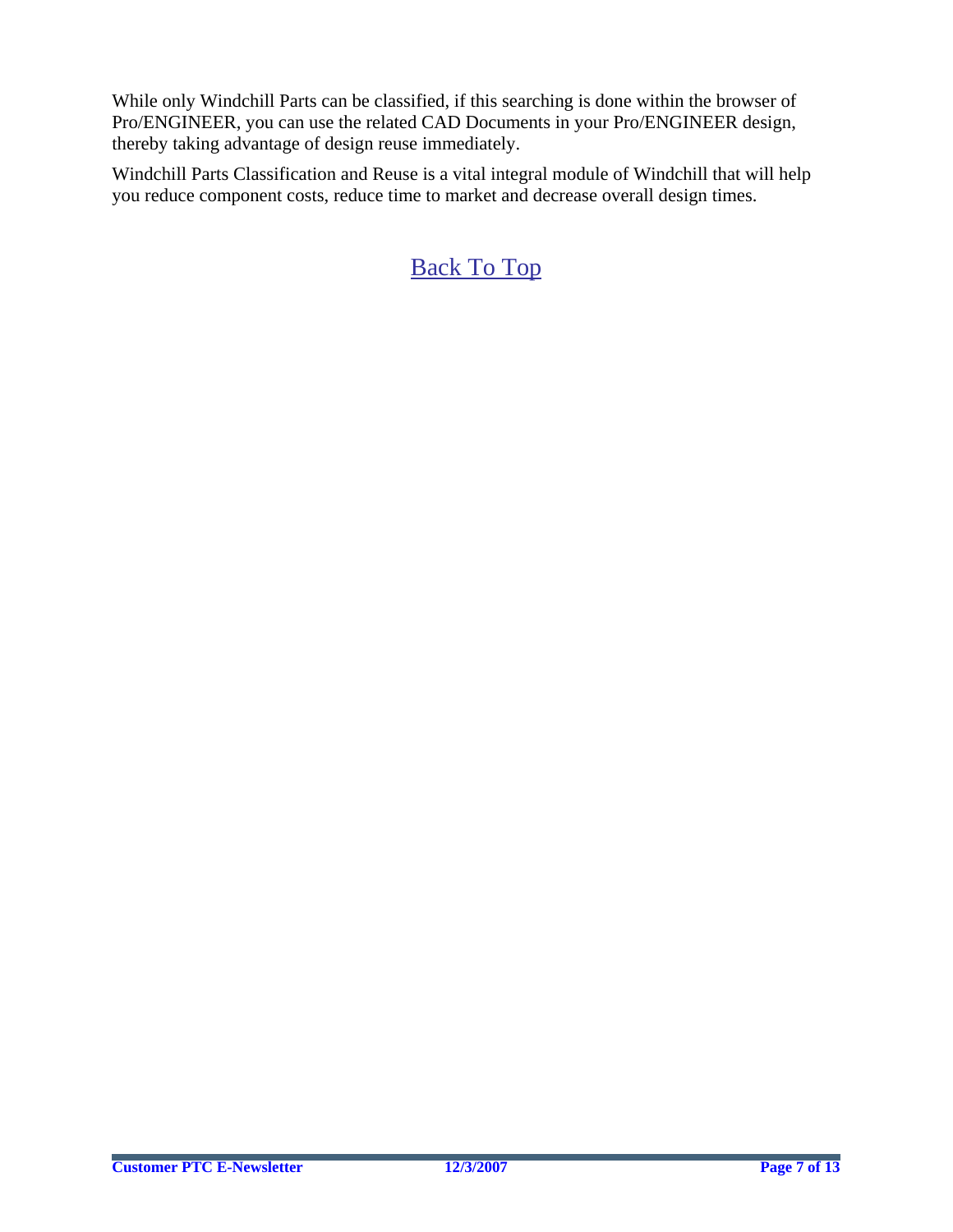While only Windchill Parts can be classified, if this searching is done within the browser of Pro/ENGINEER, you can use the related CAD Documents in your Pro/ENGINEER design, thereby taking advantage of design reuse immediately.

Windchill Parts Classification and Reuse is a vital integral module of Windchill that will help you reduce component costs, reduce time to market and decrease overall design times.

Back To Top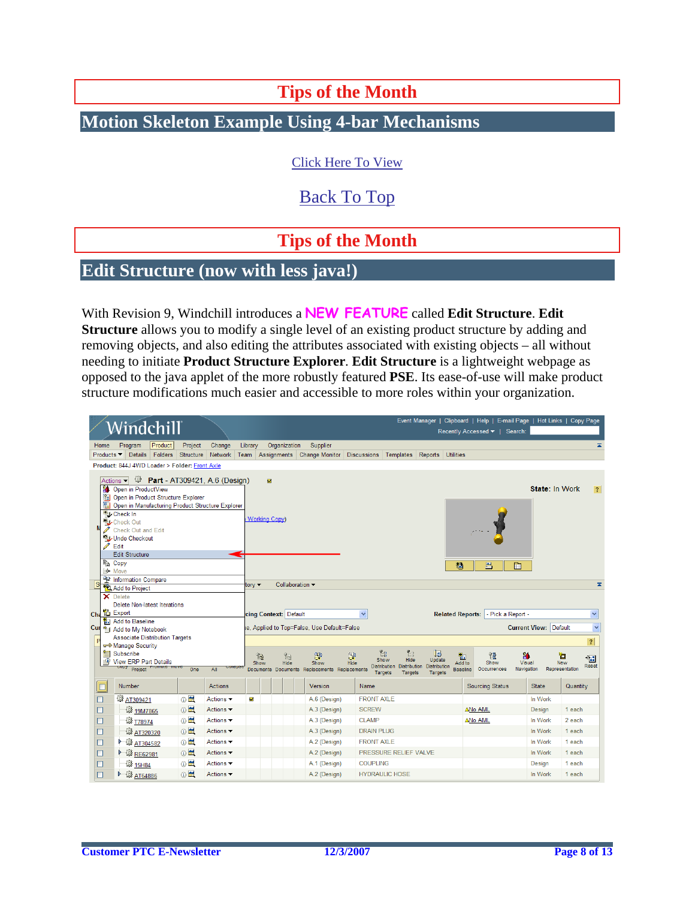# Tips of the Month

## Motion Skeleton Example Using 4-bar Mechanisms

Click Here To View

Back To Top

# Tips of the Month

## Edit Structure (now with less java!)

With Revision 9, Windchill introduces a NEW FEATURE called **Edit Structure**. **Edit Structure** allows you to modify a single level of an existing product structure by adding and removing objects, and also editing the attributes associated with existing objects – all without needing to initiate **Product Structure Explorer**. **Edit Structure** is a lightweight webpage as opposed to the java applet of the more robustly featured **PSE**. Its ease-of-use will make product structure modifications much easier and accessible to more roles within your organization.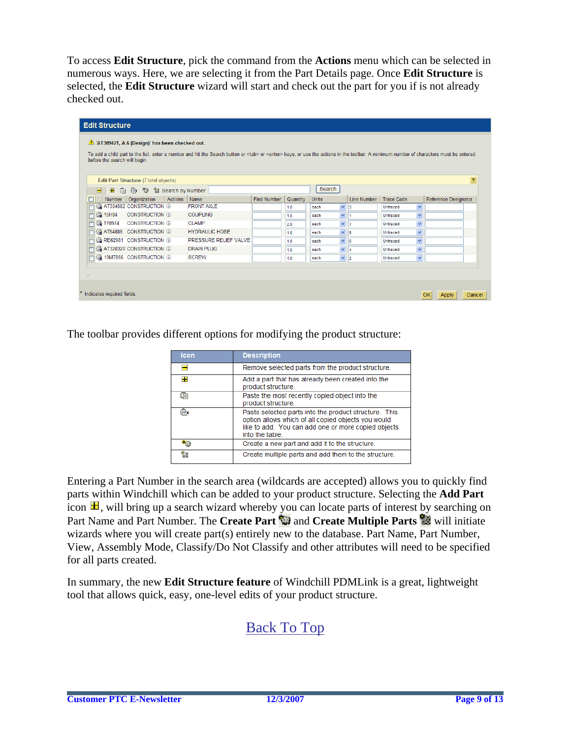To access **Edit Structure**, pick the command from the **Actions** menu which can be selected in numerous ways. Here, we are selecting it from the Part Details page. Once **Edit Structure** is selected, the **Edit Structure** wizard will start and check out the part for you if is not already checked out.

**Edit Structure**

⚠ 'AT309421, A.6 (Design)' has been checked out.

To add a child part to the list, enter a number and hit the Search button or <tab> or <enter> keys, or use the actions in the toolbar. A minimum number of characters must be entered before the search will begin.

Edit Part Structure (7 total objects)

Search by Number: [ ] Search

| Number | Organization | Actions | Name | Find Number | Quantity | Units | Line Number | Trace Code | Reference Designator |
|---|---|---|---|---|---|---|---|---|---|
| AT304582 | CONSTRUCTION | | FRONT AXLE | | 1.0 | each | 3 | Untraced | |
| 15H84 | CONSTRUCTION | | COUPLING | | 1.0 | each | 1 | Untraced | |
| T78974 | CONSTRUCTION | | CLAMP | | 2.0 | each | 7 | Untraced | |
| AT64886 | CONSTRUCTION | | HYDRAULIC HOSE | | 1.0 | each | 5 | Untraced | |
| RE62981 | CONSTRUCTION | | PRESSURE RELIEF VALVE | | 1.0 | each | 6 | Untraced | |
| AT320320 | CONSTRUCTION | | DRAIN PLUG | | 1.0 | each | 4 | Untraced | |
| 19M7865 | CONSTRUCTION | | SCREW | | 1.0 | each | 2 | Untraced | |

\* Indicates required fields. OK Apply Cancel

The toolbar provides different options for modifying the product structure:

| Icon | Description |
|---|---|
| | Remove selected parts from the product structure. |
| | Add a part that has already been created into the product structure. |
| | Paste the most recently copied object into the product structure. |
| | Paste selected parts into the product structure. This option allows which of all copied objects you would like to add. You can add one or more copied objects into the table. |
| | Create a new part and add it to the structure. |
| | Create multiple parts and add them to the structure. |

Entering a Part Number in the search area (wildcards are accepted) allows you to quickly find parts within Windchill which can be added to your product structure. Selecting the **Add Part** icon, will bring up a search wizard whereby you can locate parts of interest by searching on Part Name and Part Number. The **Create Part** and **Create Multiple Parts** will initiate wizards where you will create part(s) entirely new to the database. Part Name, Part Number, View, Assembly Mode, Classify/Do Not Classify and other attributes will need to be specified for all parts created.

In summary, the new **Edit Structure feature** of Windchill PDMLink is a great, lightweight tool that allows quick, easy, one-level edits of your product structure.

Back To Top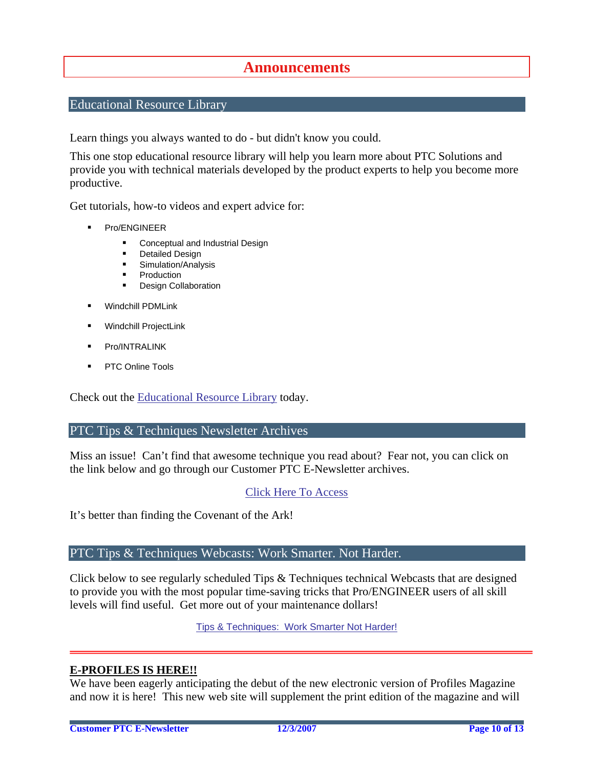# Announcements

## Educational Resource Library

Learn things you always wanted to do - but didn't know you could.

This one stop educational resource library will help you learn more about PTC Solutions and provide you with technical materials developed by the product experts to help you become more productive.

Get tutorials, how-to videos and expert advice for:

- Pro/ENGINEER
  - Conceptual and Industrial Design
  - Detailed Design
  - Simulation/Analysis
  - Production
  - Design Collaboration
- Windchill PDMLink
- Windchill ProjectLink
- Pro/INTRALINK
- PTC Online Tools

Check out the Educational Resource Library today.

## PTC Tips & Techniques Newsletter Archives

Miss an issue! Can't find that awesome technique you read about? Fear not, you can click on the link below and go through our Customer PTC E-Newsletter archives.

Click Here To Access

It's better than finding the Covenant of the Ark!

## PTC Tips & Techniques Webcasts: Work Smarter. Not Harder.

Click below to see regularly scheduled Tips & Techniques technical Webcasts that are designed to provide you with the most popular time-saving tricks that Pro/ENGINEER users of all skill levels will find useful. Get more out of your maintenance dollars!

Tips & Techniques: Work Smarter Not Harder!

---

**E-PROFILES IS HERE!!**

We have been eagerly anticipating the debut of the new electronic version of Profiles Magazine and now it is here! This new web site will supplement the print edition of the magazine and will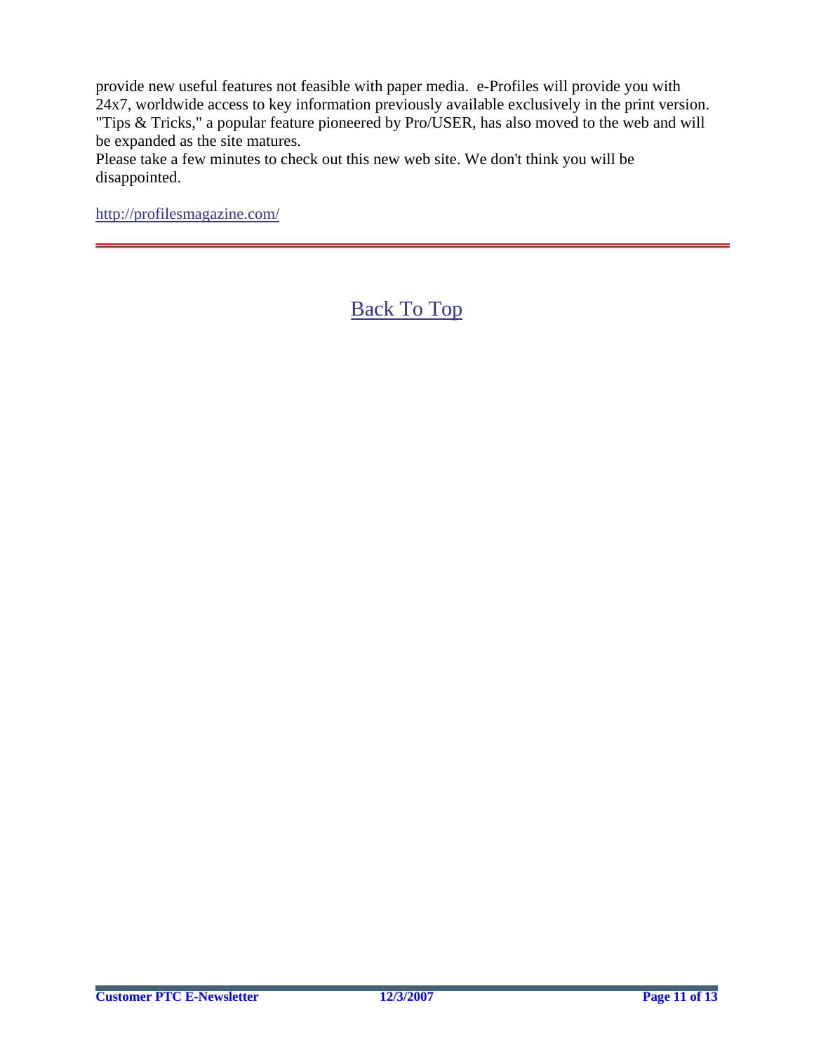provide new useful features not feasible with paper media. e-Profiles will provide you with 24x7, worldwide access to key information previously available exclusively in the print version. "Tips & Tricks," a popular feature pioneered by Pro/USER, has also moved to the web and will be expanded as the site matures.

Please take a few minutes to check out this new web site. We don't think you will be disappointed.

http://profilesmagazine.com/

---

Back To Top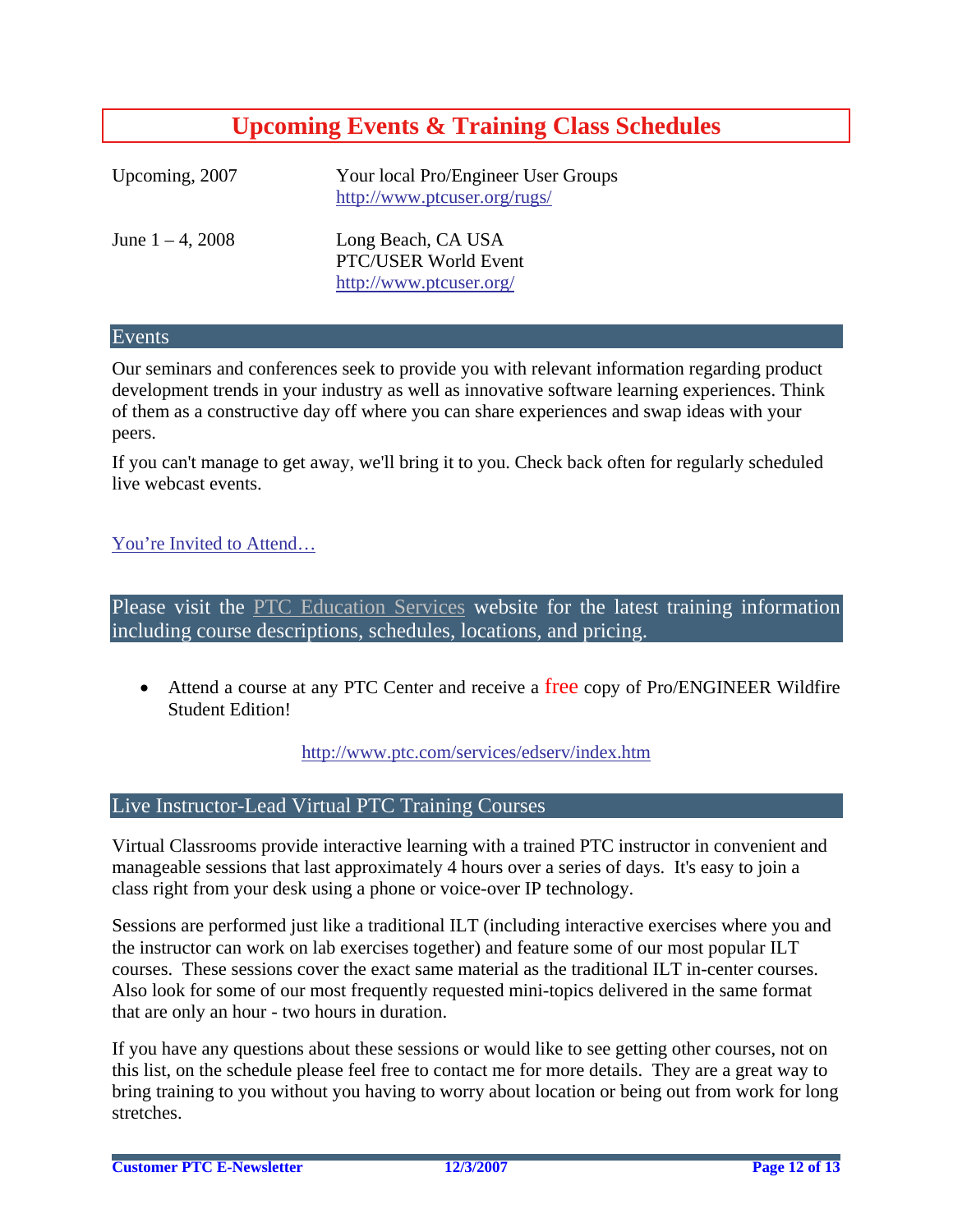# Upcoming Events & Training Class Schedules

| | |
|---|---|
| Upcoming, 2007 | Your local Pro/Engineer User Groups<br>http://www.ptcuser.org/rugs/ |
| June 1 – 4, 2008 | Long Beach, CA USA<br>PTC/USER World Event<br>http://www.ptcuser.org/ |

## Events

Our seminars and conferences seek to provide you with relevant information regarding product development trends in your industry as well as innovative software learning experiences. Think of them as a constructive day off where you can share experiences and swap ideas with your peers.

If you can't manage to get away, we'll bring it to you. Check back often for regularly scheduled live webcast events.

You're Invited to Attend…

## Please visit the PTC Education Services website for the latest training information including course descriptions, schedules, locations, and pricing.

- Attend a course at any PTC Center and receive a free copy of Pro/ENGINEER Wildfire Student Edition!

http://www.ptc.com/services/edserv/index.htm

## Live Instructor-Lead Virtual PTC Training Courses

Virtual Classrooms provide interactive learning with a trained PTC instructor in convenient and manageable sessions that last approximately 4 hours over a series of days. It's easy to join a class right from your desk using a phone or voice-over IP technology.

Sessions are performed just like a traditional ILT (including interactive exercises where you and the instructor can work on lab exercises together) and feature some of our most popular ILT courses. These sessions cover the exact same material as the traditional ILT in-center courses. Also look for some of our most frequently requested mini-topics delivered in the same format that are only an hour - two hours in duration.

If you have any questions about these sessions or would like to see getting other courses, not on this list, on the schedule please feel free to contact me for more details. They are a great way to bring training to you without you having to worry about location or being out from work for long stretches.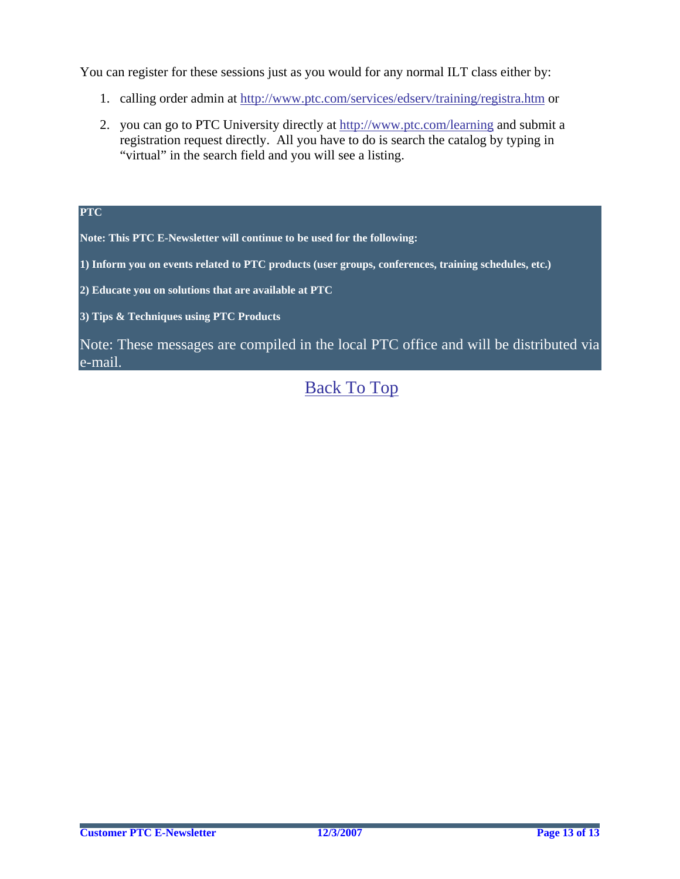You can register for these sessions just as you would for any normal ILT class either by:

1. calling order admin at http://www.ptc.com/services/edserv/training/registra.htm or
2. you can go to PTC University directly at http://www.ptc.com/learning and submit a registration request directly. All you have to do is search the catalog by typing in "virtual" in the search field and you will see a listing.

**PTC**

**Note: This PTC E-Newsletter will continue to be used for the following:**

**1) Inform you on events related to PTC products (user groups, conferences, training schedules, etc.)**

**2) Educate you on solutions that are available at PTC**

**3) Tips & Techniques using PTC Products**

Note: These messages are compiled in the local PTC office and will be distributed via e-mail.

Back To Top